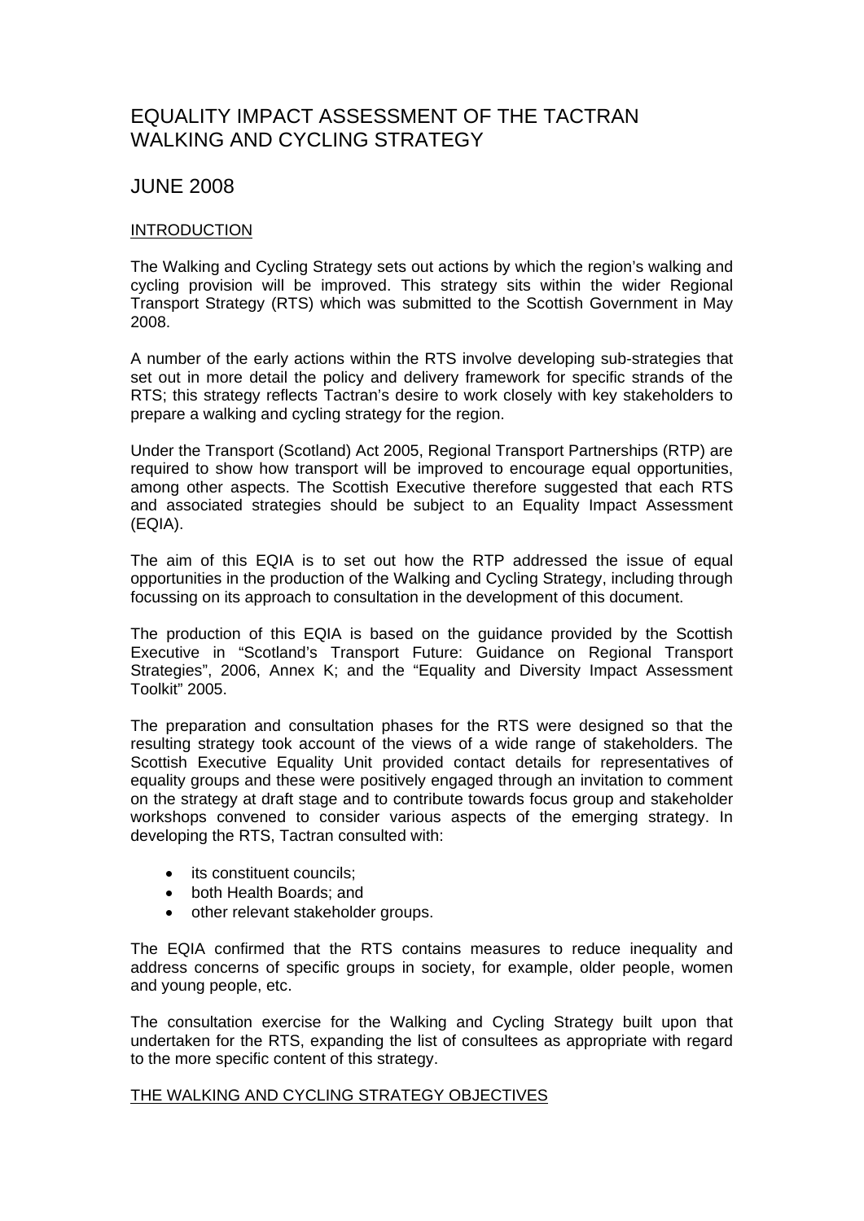# EQUALITY IMPACT ASSESSMENT OF THE TACTRAN WALKING AND CYCLING STRATEGY

## JUNE 2008

### INTRODUCTION

The Walking and Cycling Strategy sets out actions by which the region's walking and cycling provision will be improved. This strategy sits within the wider Regional Transport Strategy (RTS) which was submitted to the Scottish Government in May 2008.

A number of the early actions within the RTS involve developing sub-strategies that set out in more detail the policy and delivery framework for specific strands of the RTS; this strategy reflects Tactran's desire to work closely with key stakeholders to prepare a walking and cycling strategy for the region.

Under the Transport (Scotland) Act 2005, Regional Transport Partnerships (RTP) are required to show how transport will be improved to encourage equal opportunities, among other aspects. The Scottish Executive therefore suggested that each RTS and associated strategies should be subject to an Equality Impact Assessment (EQIA).

The aim of this EQIA is to set out how the RTP addressed the issue of equal opportunities in the production of the Walking and Cycling Strategy, including through focussing on its approach to consultation in the development of this document.

The production of this EQIA is based on the guidance provided by the Scottish Executive in "Scotland's Transport Future: Guidance on Regional Transport Strategies", 2006, Annex K; and the "Equality and Diversity Impact Assessment Toolkit" 2005.

The preparation and consultation phases for the RTS were designed so that the resulting strategy took account of the views of a wide range of stakeholders. The Scottish Executive Equality Unit provided contact details for representatives of equality groups and these were positively engaged through an invitation to comment on the strategy at draft stage and to contribute towards focus group and stakeholder workshops convened to consider various aspects of the emerging strategy. In developing the RTS, Tactran consulted with:

- its constituent councils;
- both Health Boards; and
- other relevant stakeholder groups.

The EQIA confirmed that the RTS contains measures to reduce inequality and address concerns of specific groups in society, for example, older people, women and young people, etc.

The consultation exercise for the Walking and Cycling Strategy built upon that undertaken for the RTS, expanding the list of consultees as appropriate with regard to the more specific content of this strategy.

### THE WALKING AND CYCLING STRATEGY OBJECTIVES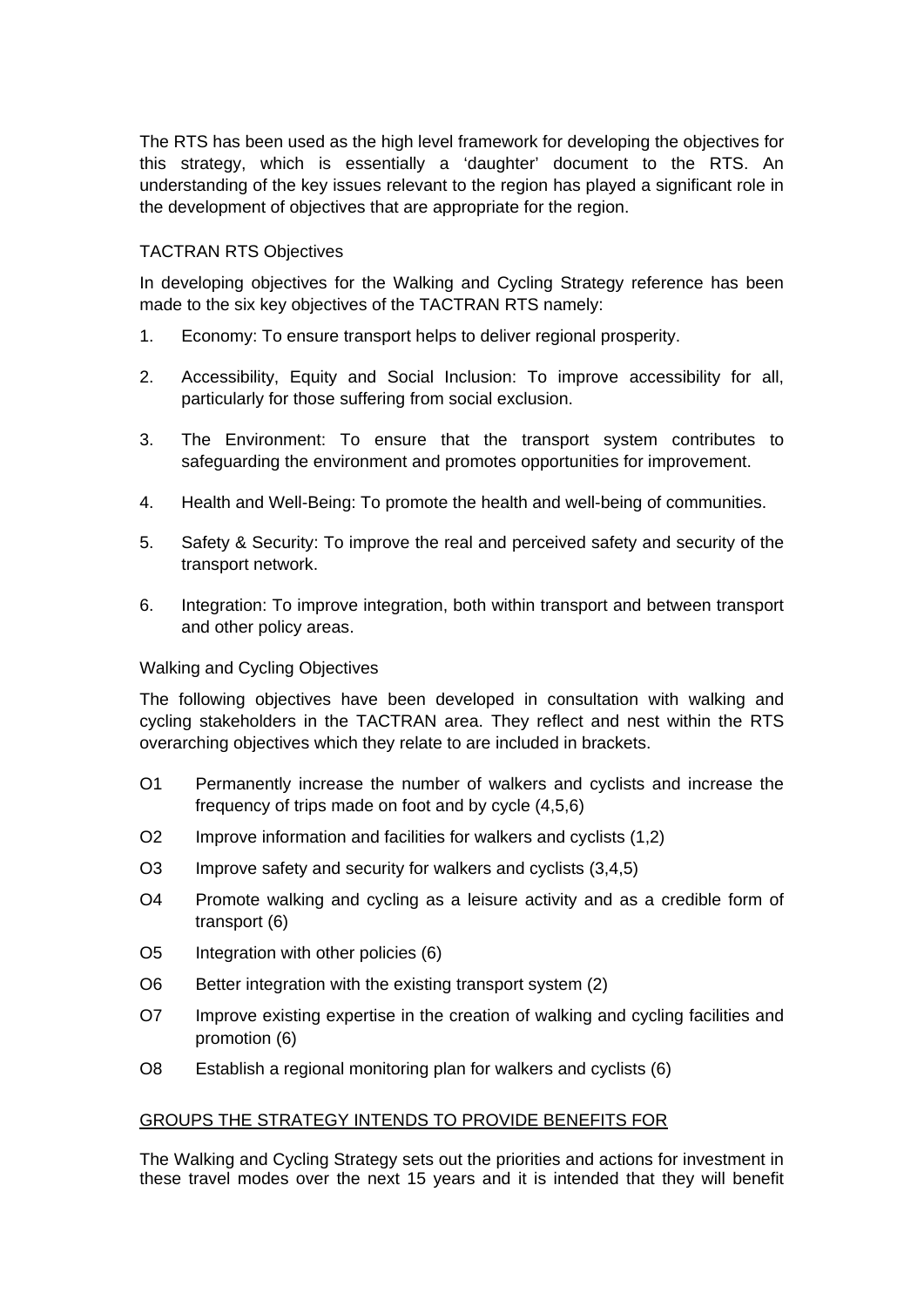The RTS has been used as the high level framework for developing the objectives for this strategy, which is essentially a 'daughter' document to the RTS. An understanding of the key issues relevant to the region has played a significant role in the development of objectives that are appropriate for the region.

TACTRAN RTS Objectives

In developing objectives for the Walking and Cycling Strategy reference has been made to the six key objectives of the TACTRAN RTS namely:

1. Economy: To ensure transport helps to deliver regional prosperity.
2. Accessibility, Equity and Social Inclusion: To improve accessibility for all, particularly for those suffering from social exclusion.
3. The Environment: To ensure that the transport system contributes to safeguarding the environment and promotes opportunities for improvement.
4. Health and Well-Being: To promote the health and well-being of communities.
5. Safety & Security: To improve the real and perceived safety and security of the transport network.
6. Integration: To improve integration, both within transport and between transport and other policy areas.

Walking and Cycling Objectives

The following objectives have been developed in consultation with walking and cycling stakeholders in the TACTRAN area. They reflect and nest within the RTS overarching objectives which they relate to are included in brackets.

- O1 Permanently increase the number of walkers and cyclists and increase the frequency of trips made on foot and by cycle (4,5,6)
- O2 Improve information and facilities for walkers and cyclists (1,2)
- O3 Improve safety and security for walkers and cyclists (3,4,5)
- O4 Promote walking and cycling as a leisure activity and as a credible form of transport (6)
- O5 Integration with other policies (6)
- O6 Better integration with the existing transport system (2)
- O7 Improve existing expertise in the creation of walking and cycling facilities and promotion (6)
- O8 Establish a regional monitoring plan for walkers and cyclists (6)

## GROUPS THE STRATEGY INTENDS TO PROVIDE BENEFITS FOR

The Walking and Cycling Strategy sets out the priorities and actions for investment in these travel modes over the next 15 years and it is intended that they will benefit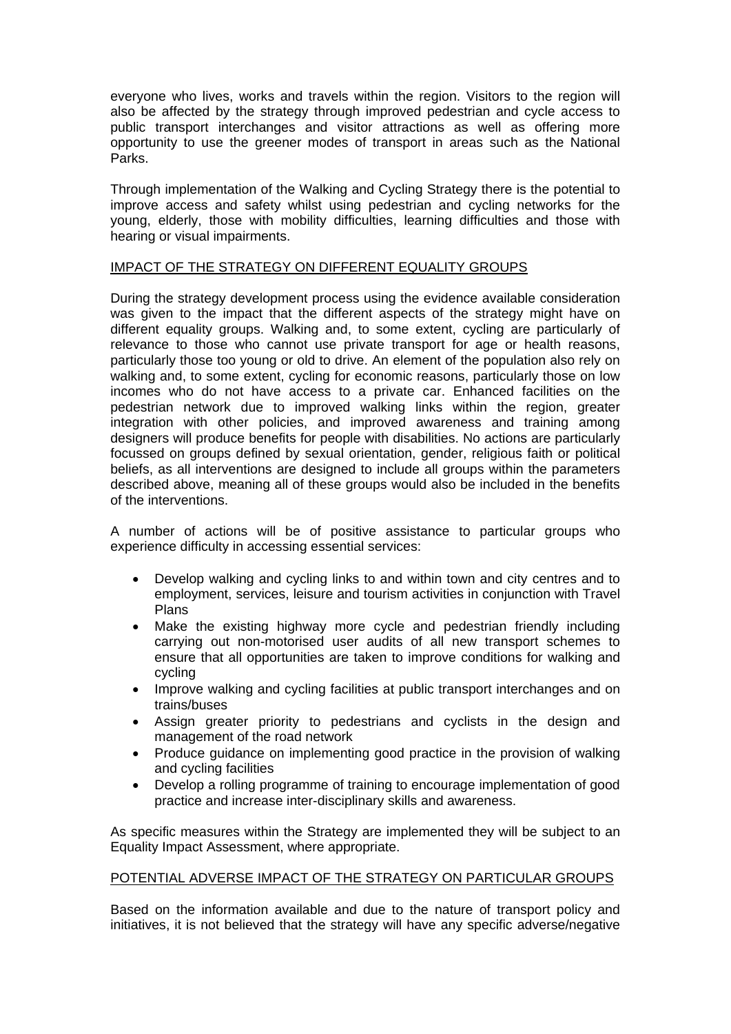everyone who lives, works and travels within the region. Visitors to the region will also be affected by the strategy through improved pedestrian and cycle access to public transport interchanges and visitor attractions as well as offering more opportunity to use the greener modes of transport in areas such as the National Parks.

Through implementation of the Walking and Cycling Strategy there is the potential to improve access and safety whilst using pedestrian and cycling networks for the young, elderly, those with mobility difficulties, learning difficulties and those with hearing or visual impairments.

## IMPACT OF THE STRATEGY ON DIFFERENT EQUALITY GROUPS

During the strategy development process using the evidence available consideration was given to the impact that the different aspects of the strategy might have on different equality groups. Walking and, to some extent, cycling are particularly of relevance to those who cannot use private transport for age or health reasons, particularly those too young or old to drive. An element of the population also rely on walking and, to some extent, cycling for economic reasons, particularly those on low incomes who do not have access to a private car. Enhanced facilities on the pedestrian network due to improved walking links within the region, greater integration with other policies, and improved awareness and training among designers will produce benefits for people with disabilities. No actions are particularly focussed on groups defined by sexual orientation, gender, religious faith or political beliefs, as all interventions are designed to include all groups within the parameters described above, meaning all of these groups would also be included in the benefits of the interventions.

A number of actions will be of positive assistance to particular groups who experience difficulty in accessing essential services:

- Develop walking and cycling links to and within town and city centres and to employment, services, leisure and tourism activities in conjunction with Travel Plans
- Make the existing highway more cycle and pedestrian friendly including carrying out non-motorised user audits of all new transport schemes to ensure that all opportunities are taken to improve conditions for walking and cycling
- Improve walking and cycling facilities at public transport interchanges and on trains/buses
- Assign greater priority to pedestrians and cyclists in the design and management of the road network
- Produce guidance on implementing good practice in the provision of walking and cycling facilities
- Develop a rolling programme of training to encourage implementation of good practice and increase inter-disciplinary skills and awareness.

As specific measures within the Strategy are implemented they will be subject to an Equality Impact Assessment, where appropriate.

## POTENTIAL ADVERSE IMPACT OF THE STRATEGY ON PARTICULAR GROUPS

Based on the information available and due to the nature of transport policy and initiatives, it is not believed that the strategy will have any specific adverse/negative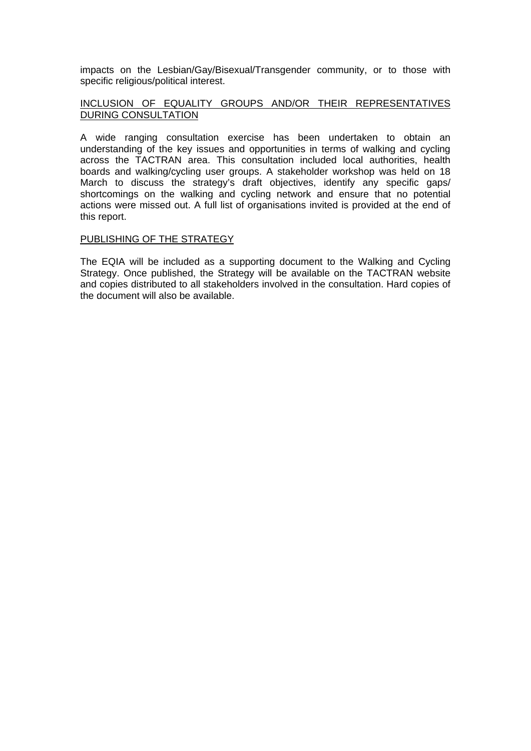impacts on the Lesbian/Gay/Bisexual/Transgender community, or to those with specific religious/political interest.

## INCLUSION OF EQUALITY GROUPS AND/OR THEIR REPRESENTATIVES DURING CONSULTATION

A wide ranging consultation exercise has been undertaken to obtain an understanding of the key issues and opportunities in terms of walking and cycling across the TACTRAN area. This consultation included local authorities, health boards and walking/cycling user groups. A stakeholder workshop was held on 18 March to discuss the strategy's draft objectives, identify any specific gaps/ shortcomings on the walking and cycling network and ensure that no potential actions were missed out. A full list of organisations invited is provided at the end of this report.

## PUBLISHING OF THE STRATEGY

The EQIA will be included as a supporting document to the Walking and Cycling Strategy. Once published, the Strategy will be available on the TACTRAN website and copies distributed to all stakeholders involved in the consultation. Hard copies of the document will also be available.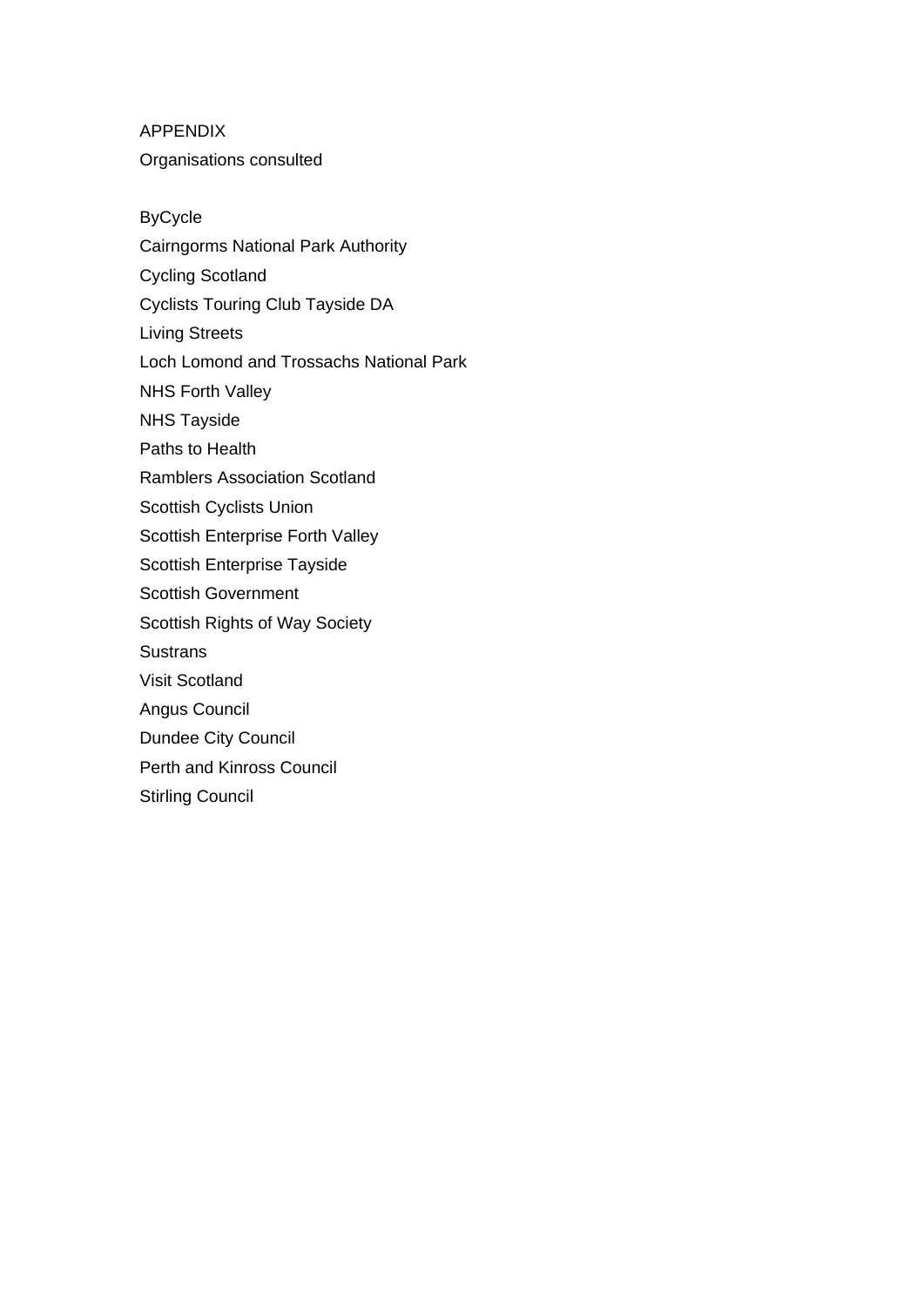APPENDIX

Organisations consulted

ByCycle

Cairngorms National Park Authority

Cycling Scotland

Cyclists Touring Club Tayside DA

Living Streets

Loch Lomond and Trossachs National Park

NHS Forth Valley

NHS Tayside

Paths to Health

Ramblers Association Scotland

Scottish Cyclists Union

Scottish Enterprise Forth Valley

Scottish Enterprise Tayside

Scottish Government

Scottish Rights of Way Society

Sustrans

Visit Scotland

Angus Council

Dundee City Council

Perth and Kinross Council

Stirling Council